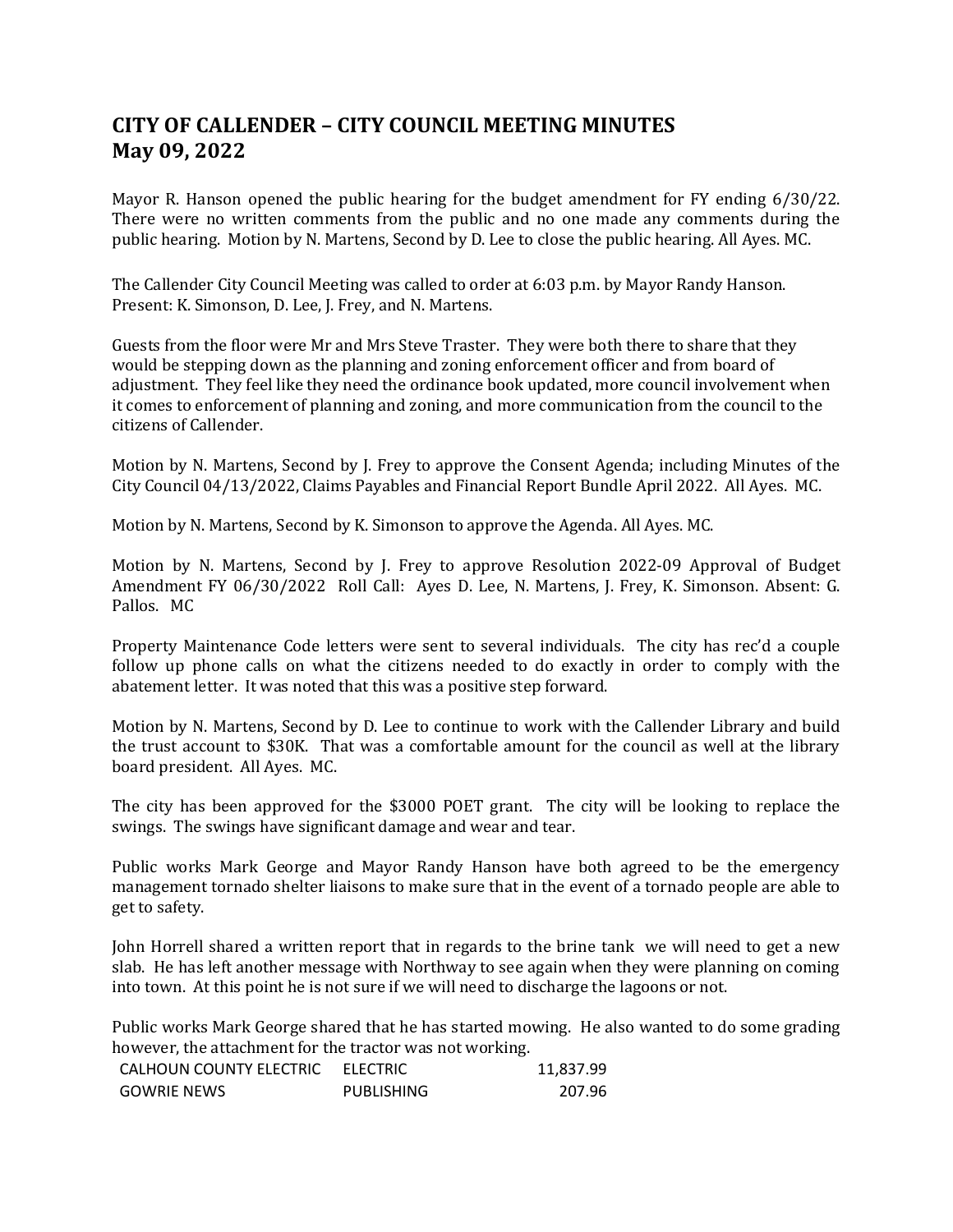# CITY OF CALLENDER – CITY COUNCIL MEETING MINUTES
# May 09, 2022

Mayor R. Hanson opened the public hearing for the budget amendment for FY ending 6/30/22. There were no written comments from the public and no one made any comments during the public hearing. Motion by N. Martens, Second by D. Lee to close the public hearing. All Ayes. MC.

The Callender City Council Meeting was called to order at 6:03 p.m. by Mayor Randy Hanson. Present: K. Simonson, D. Lee, J. Frey, and N. Martens.

Guests from the floor were Mr and Mrs Steve Traster. They were both there to share that they would be stepping down as the planning and zoning enforcement officer and from board of adjustment. They feel like they need the ordinance book updated, more council involvement when it comes to enforcement of planning and zoning, and more communication from the council to the citizens of Callender.

Motion by N. Martens, Second by J. Frey to approve the Consent Agenda; including Minutes of the City Council 04/13/2022, Claims Payables and Financial Report Bundle April 2022. All Ayes. MC.

Motion by N. Martens, Second by K. Simonson to approve the Agenda. All Ayes. MC.

Motion by N. Martens, Second by J. Frey to approve Resolution 2022-09 Approval of Budget Amendment FY 06/30/2022 Roll Call: Ayes D. Lee, N. Martens, J. Frey, K. Simonson. Absent: G. Pallos. MC

Property Maintenance Code letters were sent to several individuals. The city has rec'd a couple follow up phone calls on what the citizens needed to do exactly in order to comply with the abatement letter. It was noted that this was a positive step forward.

Motion by N. Martens, Second by D. Lee to continue to work with the Callender Library and build the trust account to $30K. That was a comfortable amount for the council as well at the library board president. All Ayes. MC.

The city has been approved for the $3000 POET grant. The city will be looking to replace the swings. The swings have significant damage and wear and tear.

Public works Mark George and Mayor Randy Hanson have both agreed to be the emergency management tornado shelter liaisons to make sure that in the event of a tornado people are able to get to safety.

John Horrell shared a written report that in regards to the brine tank we will need to get a new slab. He has left another message with Northway to see again when they were planning on coming into town. At this point he is not sure if we will need to discharge the lagoons or not.

Public works Mark George shared that he has started mowing. He also wanted to do some grading however, the attachment for the tractor was not working.

| | | |
|---|---|---|
| CALHOUN COUNTY ELECTRIC | ELECTRIC | 11,837.99 |
| GOWRIE NEWS | PUBLISHING | 207.96 |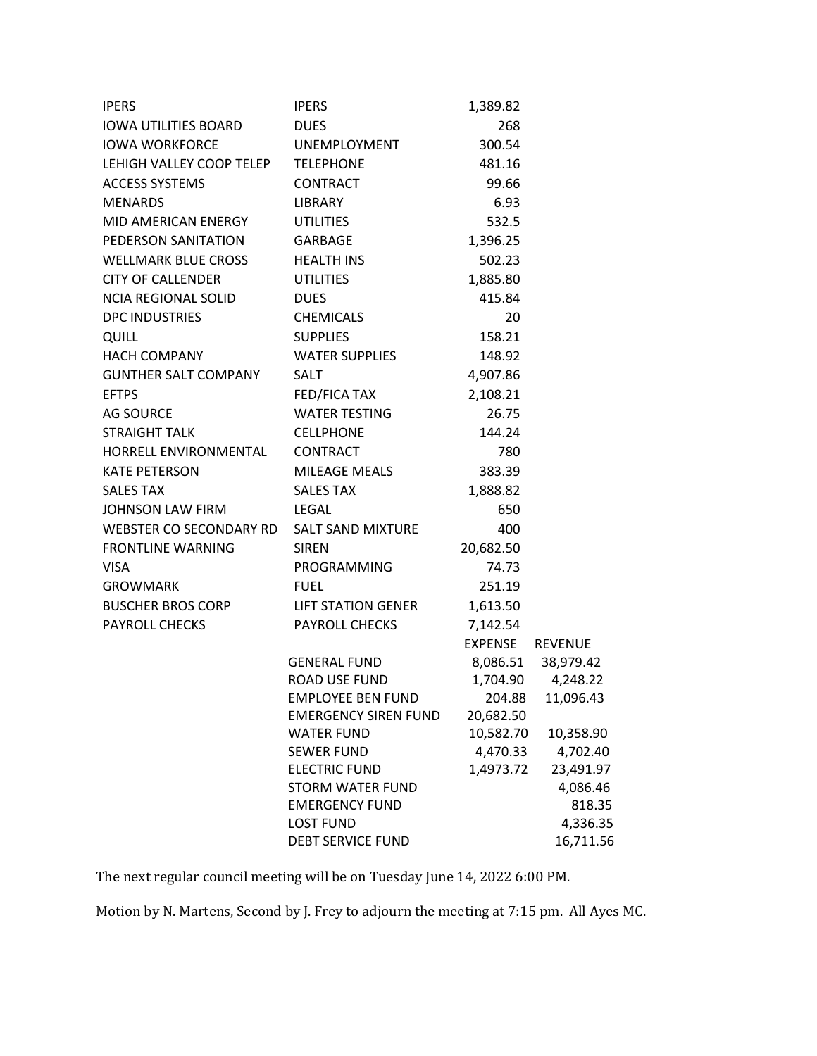| | | |
|---|---|---|
| IPERS | IPERS | 1,389.82 |
| IOWA UTILITIES BOARD | DUES | 268 |
| IOWA WORKFORCE | UNEMPLOYMENT | 300.54 |
| LEHIGH VALLEY COOP TELEP | TELEPHONE | 481.16 |
| ACCESS SYSTEMS | CONTRACT | 99.66 |
| MENARDS | LIBRARY | 6.93 |
| MID AMERICAN ENERGY | UTILITIES | 532.5 |
| PEDERSON SANITATION | GARBAGE | 1,396.25 |
| WELLMARK BLUE CROSS | HEALTH INS | 502.23 |
| CITY OF CALLENDER | UTILITIES | 1,885.80 |
| NCIA REGIONAL SOLID | DUES | 415.84 |
| DPC INDUSTRIES | CHEMICALS | 20 |
| QUILL | SUPPLIES | 158.21 |
| HACH COMPANY | WATER SUPPLIES | 148.92 |
| GUNTHER SALT COMPANY | SALT | 4,907.86 |
| EFTPS | FED/FICA TAX | 2,108.21 |
| AG SOURCE | WATER TESTING | 26.75 |
| STRAIGHT TALK | CELLPHONE | 144.24 |
| HORRELL ENVIRONMENTAL | CONTRACT | 780 |
| KATE PETERSON | MILEAGE MEALS | 383.39 |
| SALES TAX | SALES TAX | 1,888.82 |
| JOHNSON LAW FIRM | LEGAL | 650 |
| WEBSTER CO SECONDARY RD | SALT SAND MIXTURE | 400 |
| FRONTLINE WARNING | SIREN | 20,682.50 |
| VISA | PROGRAMMING | 74.73 |
| GROWMARK | FUEL | 251.19 |
| BUSCHER BROS CORP | LIFT STATION GENER | 1,613.50 |
| PAYROLL CHECKS | PAYROLL CHECKS | 7,142.54 |

| | EXPENSE | REVENUE |
|---|---|---|
| GENERAL FUND | 8,086.51 | 38,979.42 |
| ROAD USE FUND | 1,704.90 | 4,248.22 |
| EMPLOYEE BEN FUND | 204.88 | 11,096.43 |
| EMERGENCY SIREN FUND | 20,682.50 | |
| WATER FUND | 10,582.70 | 10,358.90 |
| SEWER FUND | 4,470.33 | 4,702.40 |
| ELECTRIC FUND | 1,4973.72 | 23,491.97 |
| STORM WATER FUND | | 4,086.46 |
| EMERGENCY FUND | | 818.35 |
| LOST FUND | | 4,336.35 |
| DEBT SERVICE FUND | | 16,711.56 |

The next regular council meeting will be on Tuesday June 14, 2022 6:00 PM.

Motion by N. Martens, Second by J. Frey to adjourn the meeting at 7:15 pm. All Ayes MC.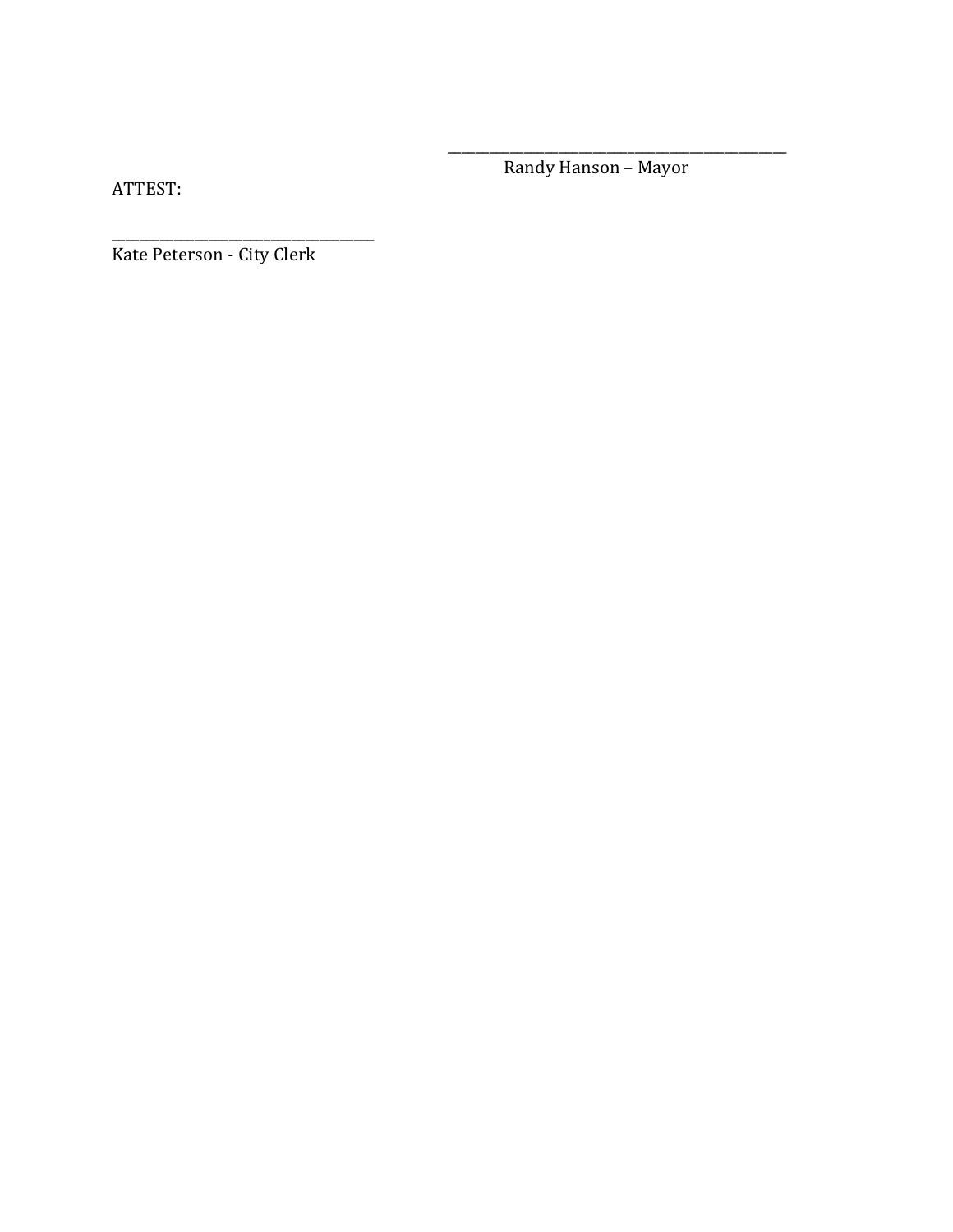______________________________________________

Randy Hanson – Mayor

ATTEST:

______________________________________

Kate Peterson - City Clerk